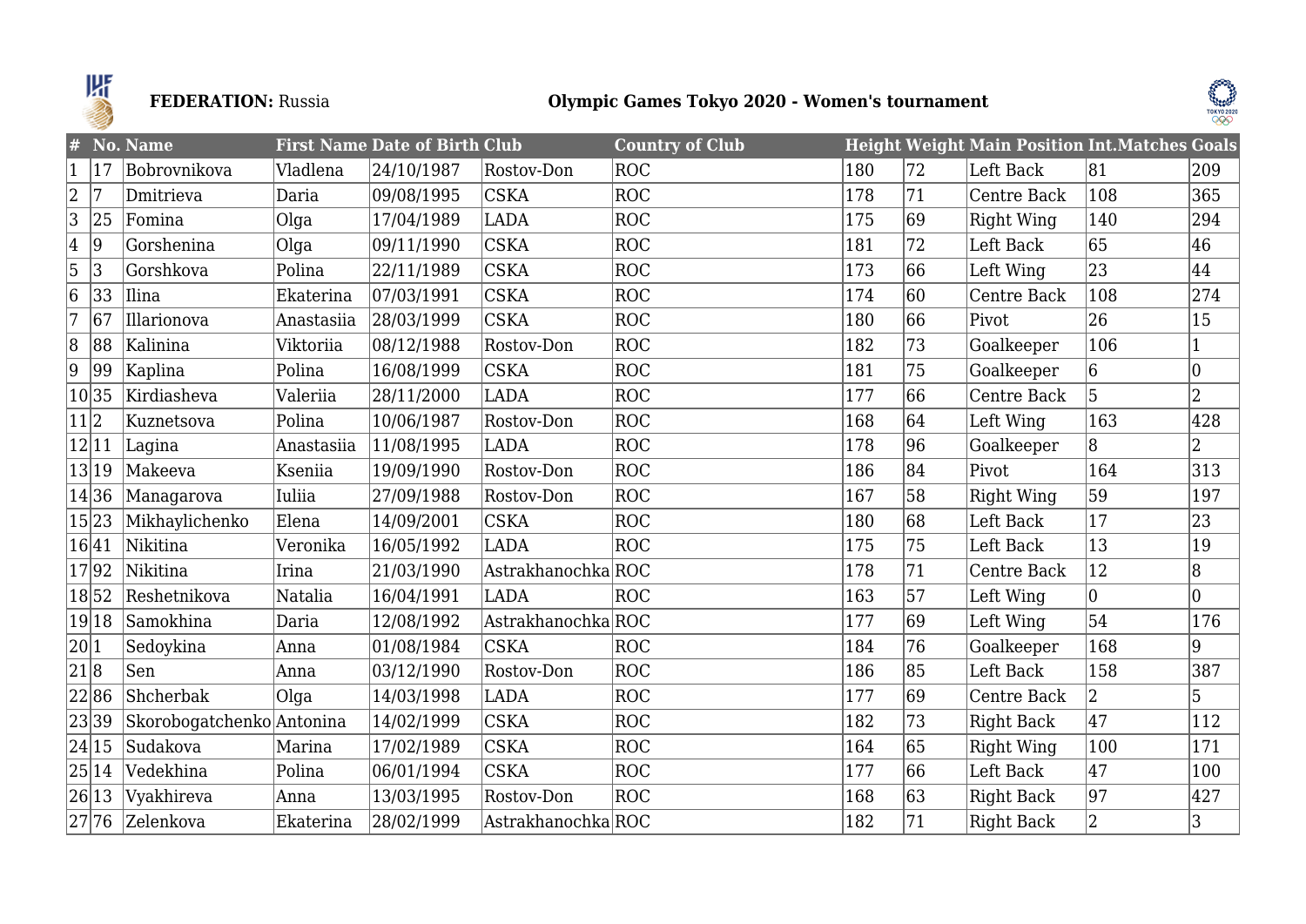**FEDERATION:** Russia **Olympic Games Tokyo 2020 - Women's tournament**

| # | No. | Name | First Name | Date of Birth | Club | Country of Club | Height | Weight | Main Position | Int.Matches | Goals |
|---|---|---|---|---|---|---|---|---|---|---|---|
| 1 | 17 | Bobrovnikova | Vladlena | 24/10/1987 | Rostov-Don | ROC | 180 | 72 | Left Back | 81 | 209 |
| 2 | 7 | Dmitrieva | Daria | 09/08/1995 | CSKA | ROC | 178 | 71 | Centre Back | 108 | 365 |
| 3 | 25 | Fomina | Olga | 17/04/1989 | LADA | ROC | 175 | 69 | Right Wing | 140 | 294 |
| 4 | 9 | Gorshenina | Olga | 09/11/1990 | CSKA | ROC | 181 | 72 | Left Back | 65 | 46 |
| 5 | 3 | Gorshkova | Polina | 22/11/1989 | CSKA | ROC | 173 | 66 | Left Wing | 23 | 44 |
| 6 | 33 | Ilina | Ekaterina | 07/03/1991 | CSKA | ROC | 174 | 60 | Centre Back | 108 | 274 |
| 7 | 67 | Illarionova | Anastasiia | 28/03/1999 | CSKA | ROC | 180 | 66 | Pivot | 26 | 15 |
| 8 | 88 | Kalinina | Viktoriia | 08/12/1988 | Rostov-Don | ROC | 182 | 73 | Goalkeeper | 106 | 1 |
| 9 | 99 | Kaplina | Polina | 16/08/1999 | CSKA | ROC | 181 | 75 | Goalkeeper | 6 | 0 |
| 10 | 35 | Kirdiasheva | Valeriia | 28/11/2000 | LADA | ROC | 177 | 66 | Centre Back | 5 | 2 |
| 11 | 2 | Kuznetsova | Polina | 10/06/1987 | Rostov-Don | ROC | 168 | 64 | Left Wing | 163 | 428 |
| 12 | 11 | Lagina | Anastasiia | 11/08/1995 | LADA | ROC | 178 | 96 | Goalkeeper | 8 | 2 |
| 13 | 19 | Makeeva | Kseniia | 19/09/1990 | Rostov-Don | ROC | 186 | 84 | Pivot | 164 | 313 |
| 14 | 36 | Managarova | Iuliia | 27/09/1988 | Rostov-Don | ROC | 167 | 58 | Right Wing | 59 | 197 |
| 15 | 23 | Mikhaylichenko | Elena | 14/09/2001 | CSKA | ROC | 180 | 68 | Left Back | 17 | 23 |
| 16 | 41 | Nikitina | Veronika | 16/05/1992 | LADA | ROC | 175 | 75 | Left Back | 13 | 19 |
| 17 | 92 | Nikitina | Irina | 21/03/1990 | Astrakhanochka | ROC | 178 | 71 | Centre Back | 12 | 8 |
| 18 | 52 | Reshetnikova | Natalia | 16/04/1991 | LADA | ROC | 163 | 57 | Left Wing | 0 | 0 |
| 19 | 18 | Samokhina | Daria | 12/08/1992 | Astrakhanochka | ROC | 177 | 69 | Left Wing | 54 | 176 |
| 20 | 1 | Sedoykina | Anna | 01/08/1984 | CSKA | ROC | 184 | 76 | Goalkeeper | 168 | 9 |
| 21 | 8 | Sen | Anna | 03/12/1990 | Rostov-Don | ROC | 186 | 85 | Left Back | 158 | 387 |
| 22 | 86 | Shcherbak | Olga | 14/03/1998 | LADA | ROC | 177 | 69 | Centre Back | 2 | 5 |
| 23 | 39 | Skorobogatchenko | Antonina | 14/02/1999 | CSKA | ROC | 182 | 73 | Right Back | 47 | 112 |
| 24 | 15 | Sudakova | Marina | 17/02/1989 | CSKA | ROC | 164 | 65 | Right Wing | 100 | 171 |
| 25 | 14 | Vedekhina | Polina | 06/01/1994 | CSKA | ROC | 177 | 66 | Left Back | 47 | 100 |
| 26 | 13 | Vyakhireva | Anna | 13/03/1995 | Rostov-Don | ROC | 168 | 63 | Right Back | 97 | 427 |
| 27 | 76 | Zelenkova | Ekaterina | 28/02/1999 | Astrakhanochka | ROC | 182 | 71 | Right Back | 2 | 3 |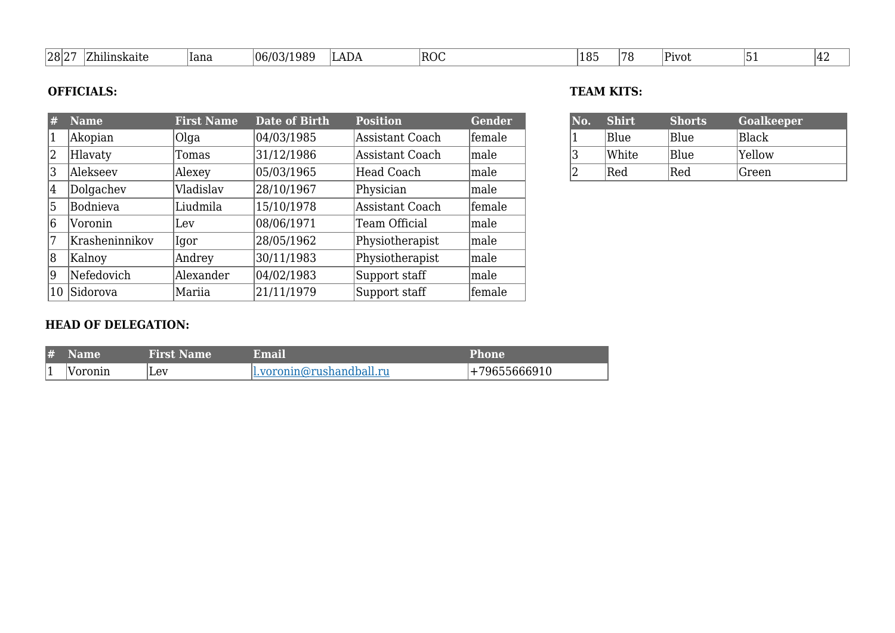| | | | | | | | | | | | |
|---|---|---|---|---|---|---|---|---|---|---|---|
| 28 | 27 | Zhilinskaite | Iana | 06/03/1989 | LADA | ROC | 185 | 78 | Pivot | 51 | 42 |

**OFFICIALS:**

| # | Name | First Name | Date of Birth | Position | Gender |
|---|---|---|---|---|---|
| 1 | Akopian | Olga | 04/03/1985 | Assistant Coach | female |
| 2 | Hlavaty | Tomas | 31/12/1986 | Assistant Coach | male |
| 3 | Alekseev | Alexey | 05/03/1965 | Head Coach | male |
| 4 | Dolgachev | Vladislav | 28/10/1967 | Physician | male |
| 5 | Bodnieva | Liudmila | 15/10/1978 | Assistant Coach | female |
| 6 | Voronin | Lev | 08/06/1971 | Team Official | male |
| 7 | Krasheninnikov | Igor | 28/05/1962 | Physiotherapist | male |
| 8 | Kalnoy | Andrey | 30/11/1983 | Physiotherapist | male |
| 9 | Nefedovich | Alexander | 04/02/1983 | Support staff | male |
| 10 | Sidorova | Mariia | 21/11/1979 | Support staff | female |

**TEAM KITS:**

| No. | Shirt | Shorts | Goalkeeper |
|---|---|---|---|
| 1 | Blue | Blue | Black |
| 3 | White | Blue | Yellow |
| 2 | Red | Red | Green |

**HEAD OF DELEGATION:**

| # | Name | First Name | Email | Phone |
|---|---|---|---|---|
| 1 | Voronin | Lev | l.voronin@rushandball.ru | +79655666910 |